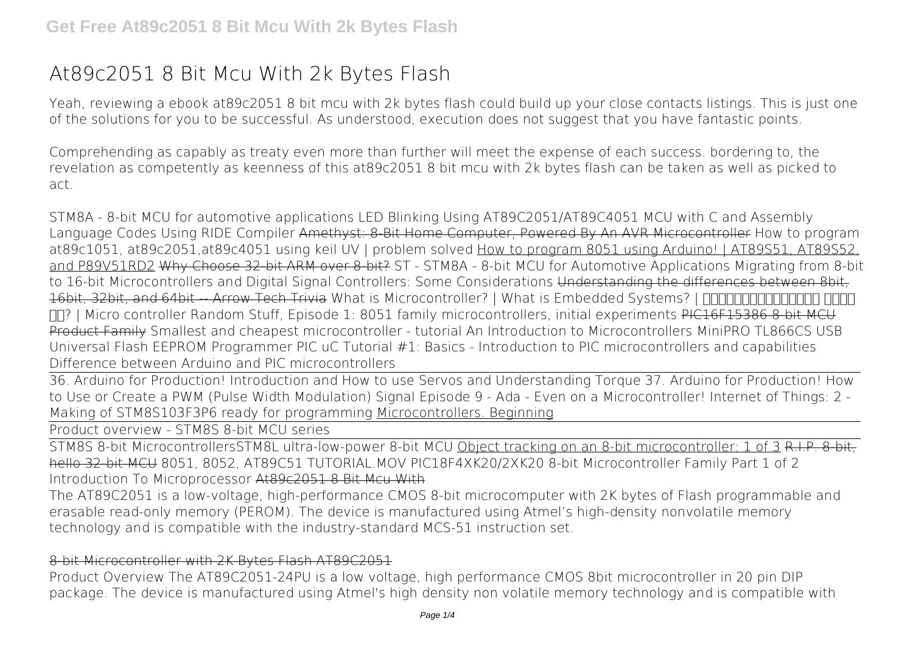# At89c2051 8 Bit Mcu With 2k Bytes Flash

Yeah, reviewing a ebook at89c2051 8 bit mcu with 2k bytes flash could build up your close contacts listings. This is just one of the solutions for you to be successful. As understood, execution does not suggest that you have fantastic points.

Comprehending as capably as treaty even more than further will meet the expense of each success. bordering to, the revelation as competently as keenness of this at89c2051 8 bit mcu with 2k bytes flash can be taken as well as picked to act.

STM8A - 8-bit MCU for automotive applications LED Blinking Using AT89C2051/AT89C4051 MCU with C and Assembly Language Codes Using RIDE Compiler Amethyst: 8-Bit Home Computer, Powered By An AVR Microcontroller How to program at89c1051, at89c2051,at89c4051 using keil UV | problem solved How to program 8051 using Arduino! | AT89S51, AT89S52, and P89V51RD2 Why Choose 32-bit ARM over 8-bit? ST - STM8A - 8-bit MCU for Automotive Applications Migrating from 8-bit to 16-bit Microcontrollers and Digital Signal Controllers: Some Considerations Understanding the differences between 8bit, 16bit, 32bit, and 64bit -- Arrow Tech Trivia What is Microcontroller? | What is Embedded Systems? | ▯▯▯▯▯▯▯▯▯▯▯▯▯▯ ▯▯▯▯ ▯▯? | Micro controller Random Stuff, Episode 1: 8051 family microcontrollers, initial experiments PIC16F15386 8-bit MCU Product Family Smallest and cheapest microcontroller - tutorial An Introduction to Microcontrollers MiniPRO TL866CS USB Universal Flash EEPROM Programmer PIC uC Tutorial #1: Basics - Introduction to PIC microcontrollers and capabilities Difference between Arduino and PIC microcontrollers

36. Arduino for Production! Introduction and How to use Servos and Understanding Torque 37. Arduino for Production! How to Use or Create a PWM (Pulse Width Modulation) Signal Episode 9 - Ada - Even on a Microcontroller! Internet of Things: 2 - Making of STM8S103F3P6 ready for programming Microcontrollers. Beginning

Product overview - STM8S 8-bit MCU series

STM8S 8-bit MicrocontrollersSTM8L ultra-low-power 8-bit MCU Object tracking on an 8-bit microcontroller: 1 of 3 R.I.P. 8-bit, hello 32-bit MCU 8051, 8052, AT89C51 TUTORIAL.MOV PIC18F4XK20/2XK20 8-bit Microcontroller Family Part 1 of 2 Introduction To Microprocessor At89c2051 8 Bit Mcu With

The AT89C2051 is a low-voltage, high-performance CMOS 8-bit microcomputer with 2K bytes of Flash programmable and erasable read-only memory (PEROM). The device is manufactured using Atmel's high-density nonvolatile memory technology and is compatible with the industry-standard MCS-51 instruction set.

8-bit Microcontroller with 2K Bytes Flash AT89C2051

Product Overview The AT89C2051-24PU is a low voltage, high performance CMOS 8bit microcontroller in 20 pin DIP package. The device is manufactured using Atmel's high density non volatile memory technology and is compatible with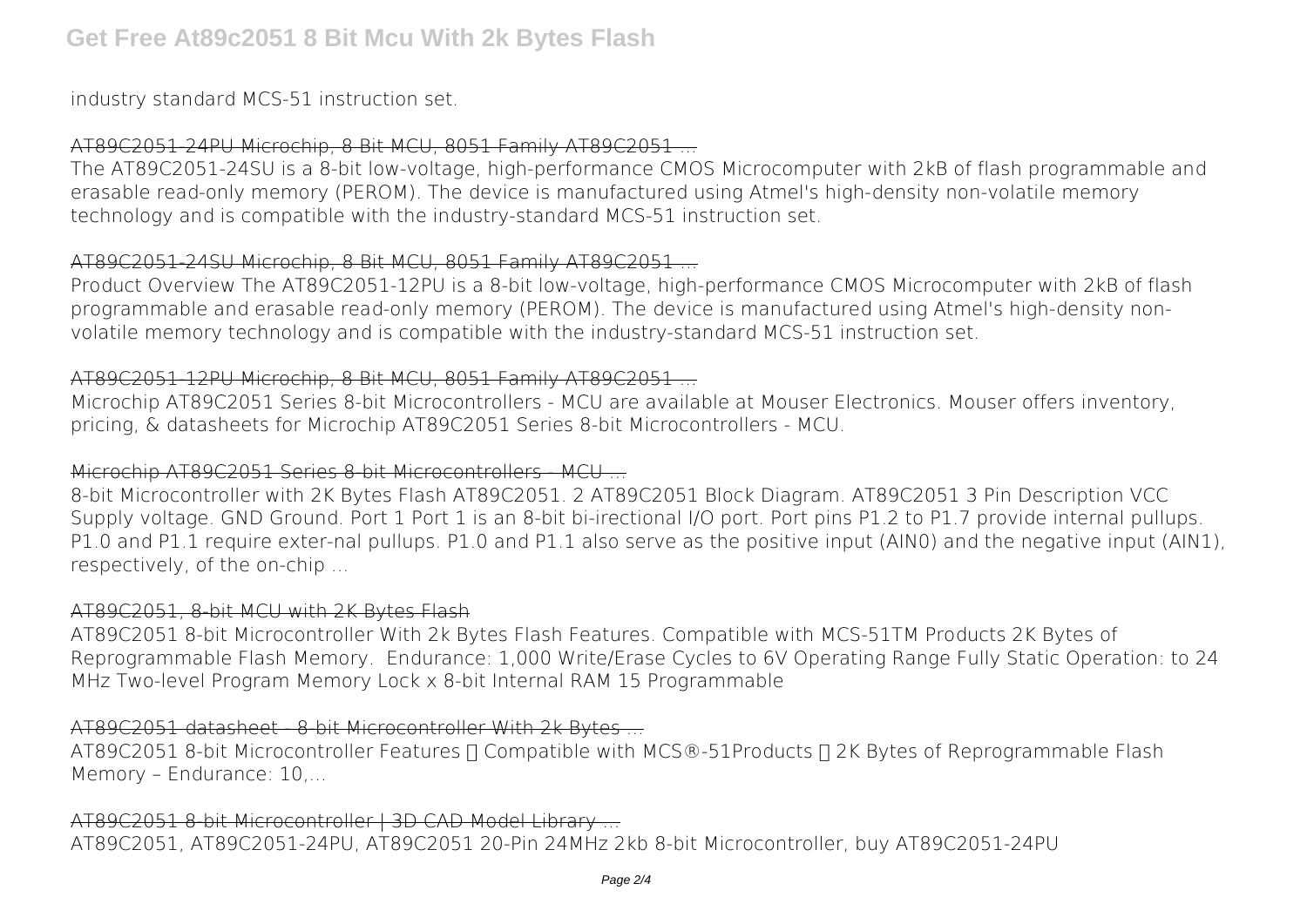industry standard MCS-51 instruction set.

## AT89C2051-24PU Microchip, 8 Bit MCU, 8051 Family AT89C2051 ...

The AT89C2051-24SU is a 8-bit low-voltage, high-performance CMOS Microcomputer with 2kB of flash programmable and erasable read-only memory (PEROM). The device is manufactured using Atmel's high-density non-volatile memory technology and is compatible with the industry-standard MCS-51 instruction set.

## AT89C2051-24SU Microchip, 8 Bit MCU, 8051 Family AT89C2051 ...

Product Overview The AT89C2051-12PU is a 8-bit low-voltage, high-performance CMOS Microcomputer with 2kB of flash programmable and erasable read-only memory (PEROM). The device is manufactured using Atmel's high-density non-volatile memory technology and is compatible with the industry-standard MCS-51 instruction set.

## AT89C2051-12PU Microchip, 8 Bit MCU, 8051 Family AT89C2051 ...

Microchip AT89C2051 Series 8-bit Microcontrollers - MCU are available at Mouser Electronics. Mouser offers inventory, pricing, & datasheets for Microchip AT89C2051 Series 8-bit Microcontrollers - MCU.

## Microchip AT89C2051 Series 8-bit Microcontrollers - MCU ...

8-bit Microcontroller with 2K Bytes Flash AT89C2051. 2 AT89C2051 Block Diagram. AT89C2051 3 Pin Description VCC Supply voltage. GND Ground. Port 1 Port 1 is an 8-bit bi-irectional I/O port. Port pins P1.2 to P1.7 provide internal pullups. P1.0 and P1.1 require exter-nal pullups. P1.0 and P1.1 also serve as the positive input (AIN0) and the negative input (AIN1), respectively, of the on-chip ...

## AT89C2051, 8-bit MCU with 2K Bytes Flash

AT89C2051 8-bit Microcontroller With 2k Bytes Flash Features. Compatible with MCS-51TM Products 2K Bytes of Reprogrammable Flash Memory.  Endurance: 1,000 Write/Erase Cycles to 6V Operating Range Fully Static Operation: to 24 MHz Two-level Program Memory Lock x 8-bit Internal RAM 15 Programmable

## AT89C2051 datasheet - 8-bit Microcontroller With 2k Bytes ...

AT89C2051 8-bit Microcontroller Features • Compatible with MCS®-51Products • 2K Bytes of Reprogrammable Flash Memory – Endurance: 10,...

## AT89C2051 8-bit Microcontroller | 3D CAD Model Library ...

AT89C2051, AT89C2051-24PU, AT89C2051 20-Pin 24MHz 2kb 8-bit Microcontroller, buy AT89C2051-24PU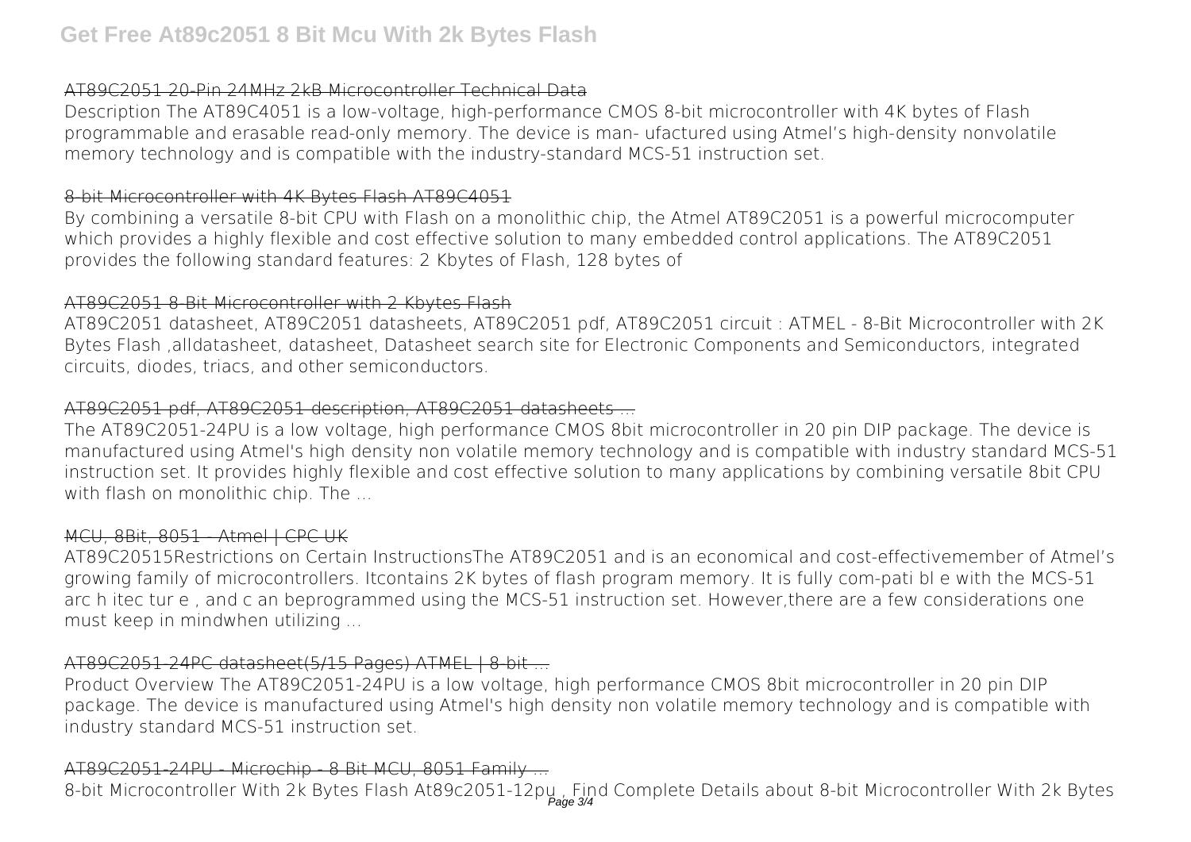## AT89C2051 20-Pin 24MHz 2kB Microcontroller Technical Data

Description The AT89C4051 is a low-voltage, high-performance CMOS 8-bit microcontroller with 4K bytes of Flash programmable and erasable read-only memory. The device is man- ufactured using Atmel's high-density nonvolatile memory technology and is compatible with the industry-standard MCS-51 instruction set.

## 8-bit Microcontroller with 4K Bytes Flash AT89C4051

By combining a versatile 8-bit CPU with Flash on a monolithic chip, the Atmel AT89C2051 is a powerful microcomputer which provides a highly flexible and cost effective solution to many embedded control applications. The AT89C2051 provides the following standard features: 2 Kbytes of Flash, 128 bytes of

## AT89C2051 8-Bit Microcontroller with 2 Kbytes Flash

AT89C2051 datasheet, AT89C2051 datasheets, AT89C2051 pdf, AT89C2051 circuit : ATMEL - 8-Bit Microcontroller with 2K Bytes Flash ,alldatasheet, datasheet, Datasheet search site for Electronic Components and Semiconductors, integrated circuits, diodes, triacs, and other semiconductors.

## AT89C2051 pdf, AT89C2051 description, AT89C2051 datasheets ...

The AT89C2051-24PU is a low voltage, high performance CMOS 8bit microcontroller in 20 pin DIP package. The device is manufactured using Atmel's high density non volatile memory technology and is compatible with industry standard MCS-51 instruction set. It provides highly flexible and cost effective solution to many applications by combining versatile 8bit CPU with flash on monolithic chip. The ...

## MCU, 8Bit, 8051 - Atmel | CPC UK

AT89C20515Restrictions on Certain InstructionsThe AT89C2051 and is an economical and cost-effectivemember of Atmel's growing family of microcontrollers. Itcontains 2K bytes of flash program memory. It is fully com-pati bl e with the MCS-51 arc h itec tur e , and c an beprogrammed using the MCS-51 instruction set. However,there are a few considerations one must keep in mindwhen utilizing ...

## AT89C2051-24PC datasheet(5/15 Pages) ATMEL | 8-bit ...

Product Overview The AT89C2051-24PU is a low voltage, high performance CMOS 8bit microcontroller in 20 pin DIP package. The device is manufactured using Atmel's high density non volatile memory technology and is compatible with industry standard MCS-51 instruction set.

## AT89C2051-24PU - Microchip - 8 Bit MCU, 8051 Family ...

8-bit Microcontroller With 2k Bytes Flash At89c2051-12pu , Find Complete Details about 8-bit Microcontroller With 2k Bytes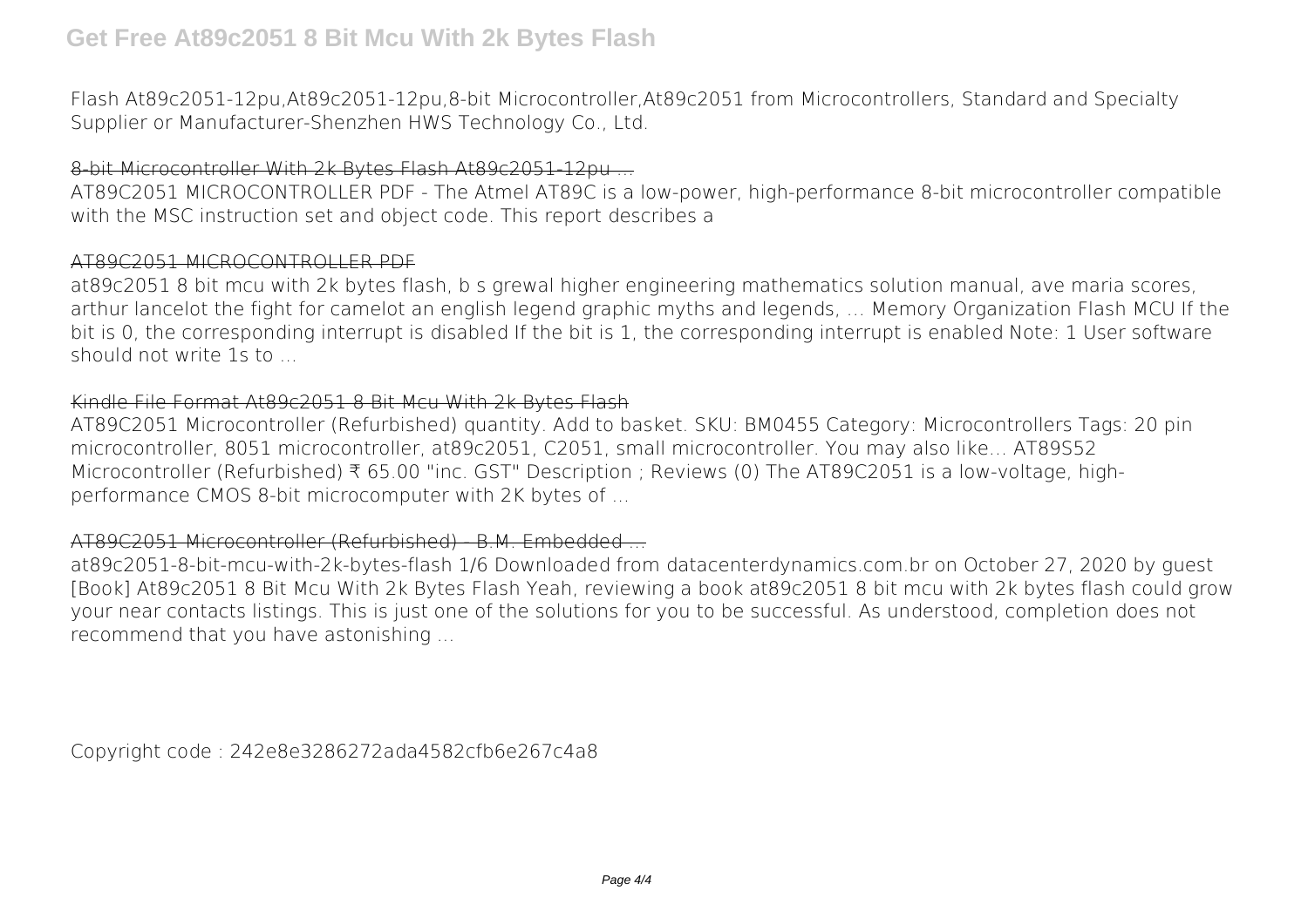Flash At89c2051-12pu,At89c2051-12pu,8-bit Microcontroller,At89c2051 from Microcontrollers, Standard and Specialty Supplier or Manufacturer-Shenzhen HWS Technology Co., Ltd.

## 8-bit Microcontroller With 2k Bytes Flash At89c2051-12pu ...

AT89C2051 MICROCONTROLLER PDF - The Atmel AT89C is a low-power, high-performance 8-bit microcontroller compatible with the MSC instruction set and object code. This report describes a

## AT89C2051 MICROCONTROLLER PDF

at89c2051 8 bit mcu with 2k bytes flash, b s grewal higher engineering mathematics solution manual, ave maria scores, arthur lancelot the fight for camelot an english legend graphic myths and legends, ... Memory Organization Flash MCU If the bit is 0, the corresponding interrupt is disabled If the bit is 1, the corresponding interrupt is enabled Note: 1 User software should not write 1s to ...

## Kindle File Format At89c2051 8 Bit Mcu With 2k Bytes Flash

AT89C2051 Microcontroller (Refurbished) quantity. Add to basket. SKU: BM0455 Category: Microcontrollers Tags: 20 pin microcontroller, 8051 microcontroller, at89c2051, C2051, small microcontroller. You may also like… AT89S52 Microcontroller (Refurbished) ₹ 65.00 "inc. GST" Description ; Reviews (0) The AT89C2051 is a low-voltage, high-performance CMOS 8-bit microcomputer with 2K bytes of ...

## AT89C2051 Microcontroller (Refurbished) - B.M. Embedded ...

at89c2051-8-bit-mcu-with-2k-bytes-flash 1/6 Downloaded from datacenterdynamics.com.br on October 27, 2020 by guest [Book] At89c2051 8 Bit Mcu With 2k Bytes Flash Yeah, reviewing a book at89c2051 8 bit mcu with 2k bytes flash could grow your near contacts listings. This is just one of the solutions for you to be successful. As understood, completion does not recommend that you have astonishing ...

Copyright code : 242e8e3286272ada4582cfb6e267c4a8